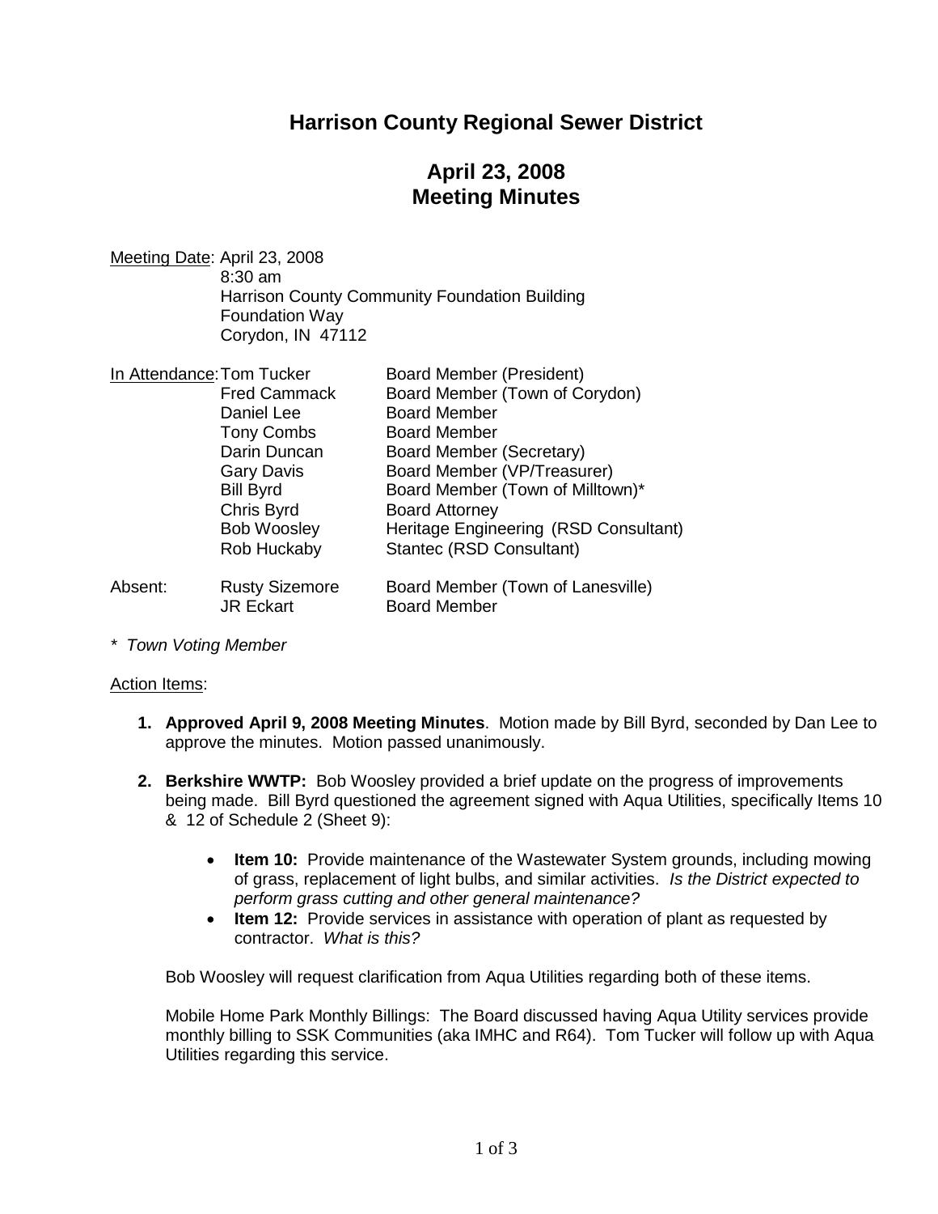# Harrison County Regional Sewer District

## April 23, 2008
## Meeting Minutes

Meeting Date: April 23, 2008
8:30 am
Harrison County Community Foundation Building
Foundation Way
Corydon, IN 47112

In Attendance:

| Name | Role |
|---|---|
| Tom Tucker | Board Member (President) |
| Fred Cammack | Board Member (Town of Corydon) |
| Daniel Lee | Board Member |
| Tony Combs | Board Member |
| Darin Duncan | Board Member (Secretary) |
| Gary Davis | Board Member (VP/Treasurer) |
| Bill Byrd | Board Member (Town of Milltown)* |
| Chris Byrd | Board Attorney |
| Bob Woosley | Heritage Engineering (RSD Consultant) |
| Rob Huckaby | Stantec (RSD Consultant) |

Absent:

| Name | Role |
|---|---|
| Rusty Sizemore | Board Member (Town of Lanesville) |
| JR Eckart | Board Member |

*\* Town Voting Member*

Action Items:

1. **Approved April 9, 2008 Meeting Minutes**. Motion made by Bill Byrd, seconded by Dan Lee to approve the minutes. Motion passed unanimously.

2. **Berkshire WWTP:** Bob Woosley provided a brief update on the progress of improvements being made. Bill Byrd questioned the agreement signed with Aqua Utilities, specifically Items 10 & 12 of Schedule 2 (Sheet 9):

   - **Item 10:** Provide maintenance of the Wastewater System grounds, including mowing of grass, replacement of light bulbs, and similar activities. *Is the District expected to perform grass cutting and other general maintenance?*
   - **Item 12:** Provide services in assistance with operation of plant as requested by contractor. *What is this?*

   Bob Woosley will request clarification from Aqua Utilities regarding both of these items.

   Mobile Home Park Monthly Billings: The Board discussed having Aqua Utility services provide monthly billing to SSK Communities (aka IMHC and R64). Tom Tucker will follow up with Aqua Utilities regarding this service.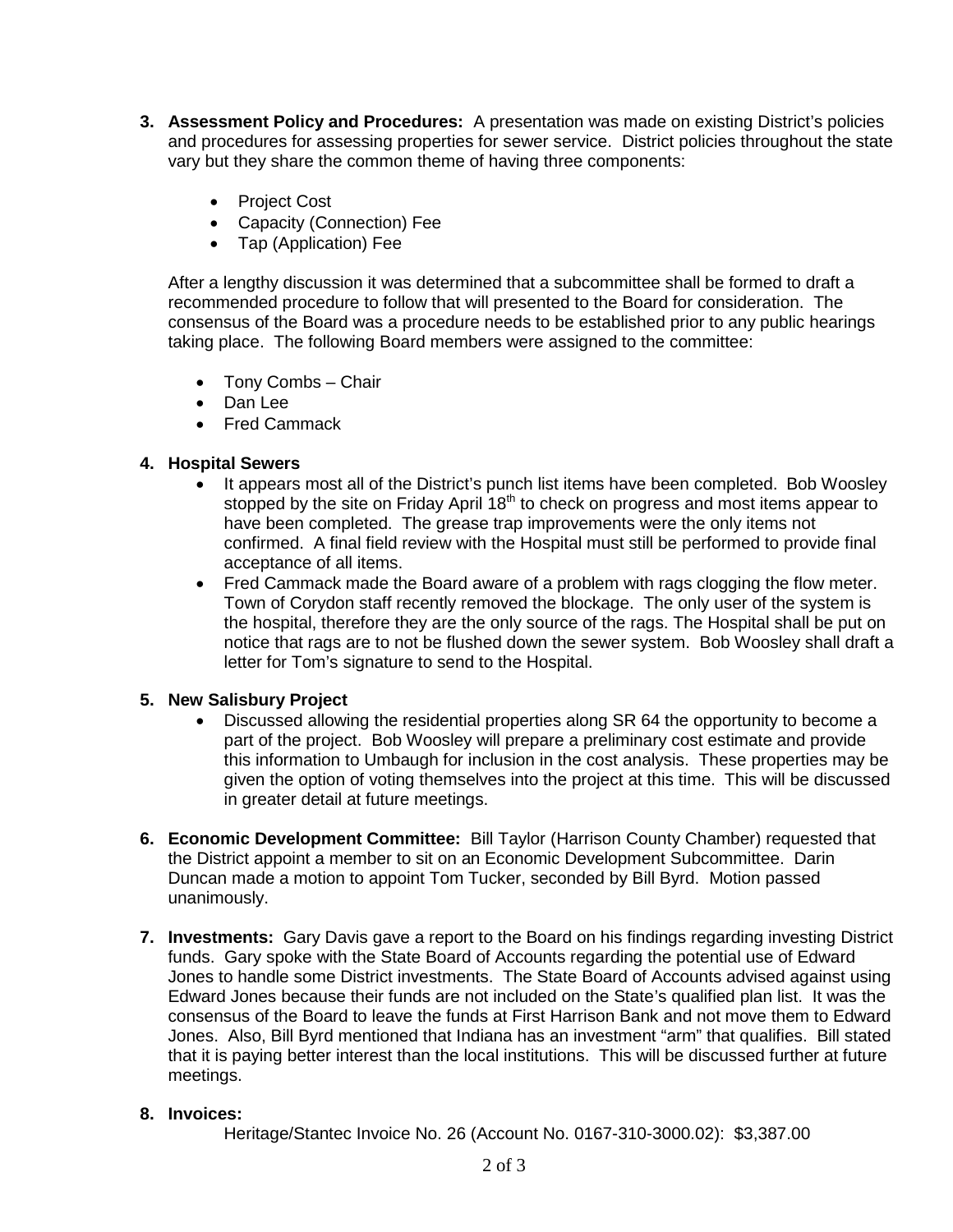3. **Assessment Policy and Procedures:** A presentation was made on existing District's policies and procedures for assessing properties for sewer service. District policies throughout the state vary but they share the common theme of having three components:

   - Project Cost
   - Capacity (Connection) Fee
   - Tap (Application) Fee

   After a lengthy discussion it was determined that a subcommittee shall be formed to draft a recommended procedure to follow that will presented to the Board for consideration. The consensus of the Board was a procedure needs to be established prior to any public hearings taking place. The following Board members were assigned to the committee:

   - Tony Combs – Chair
   - Dan Lee
   - Fred Cammack

4. **Hospital Sewers**
   - It appears most all of the District's punch list items have been completed. Bob Woosley stopped by the site on Friday April 18th to check on progress and most items appear to have been completed. The grease trap improvements were the only items not confirmed. A final field review with the Hospital must still be performed to provide final acceptance of all items.
   - Fred Cammack made the Board aware of a problem with rags clogging the flow meter. Town of Corydon staff recently removed the blockage. The only user of the system is the hospital, therefore they are the only source of the rags. The Hospital shall be put on notice that rags are to not be flushed down the sewer system. Bob Woosley shall draft a letter for Tom's signature to send to the Hospital.

5. **New Salisbury Project**
   - Discussed allowing the residential properties along SR 64 the opportunity to become a part of the project. Bob Woosley will prepare a preliminary cost estimate and provide this information to Umbaugh for inclusion in the cost analysis. These properties may be given the option of voting themselves into the project at this time. This will be discussed in greater detail at future meetings.

6. **Economic Development Committee:** Bill Taylor (Harrison County Chamber) requested that the District appoint a member to sit on an Economic Development Subcommittee. Darin Duncan made a motion to appoint Tom Tucker, seconded by Bill Byrd. Motion passed unanimously.

7. **Investments:** Gary Davis gave a report to the Board on his findings regarding investing District funds. Gary spoke with the State Board of Accounts regarding the potential use of Edward Jones to handle some District investments. The State Board of Accounts advised against using Edward Jones because their funds are not included on the State's qualified plan list. It was the consensus of the Board to leave the funds at First Harrison Bank and not move them to Edward Jones. Also, Bill Byrd mentioned that Indiana has an investment "arm" that qualifies. Bill stated that it is paying better interest than the local institutions. This will be discussed further at future meetings.

8. **Invoices:**

   Heritage/Stantec Invoice No. 26 (Account No. 0167-310-3000.02): $3,387.00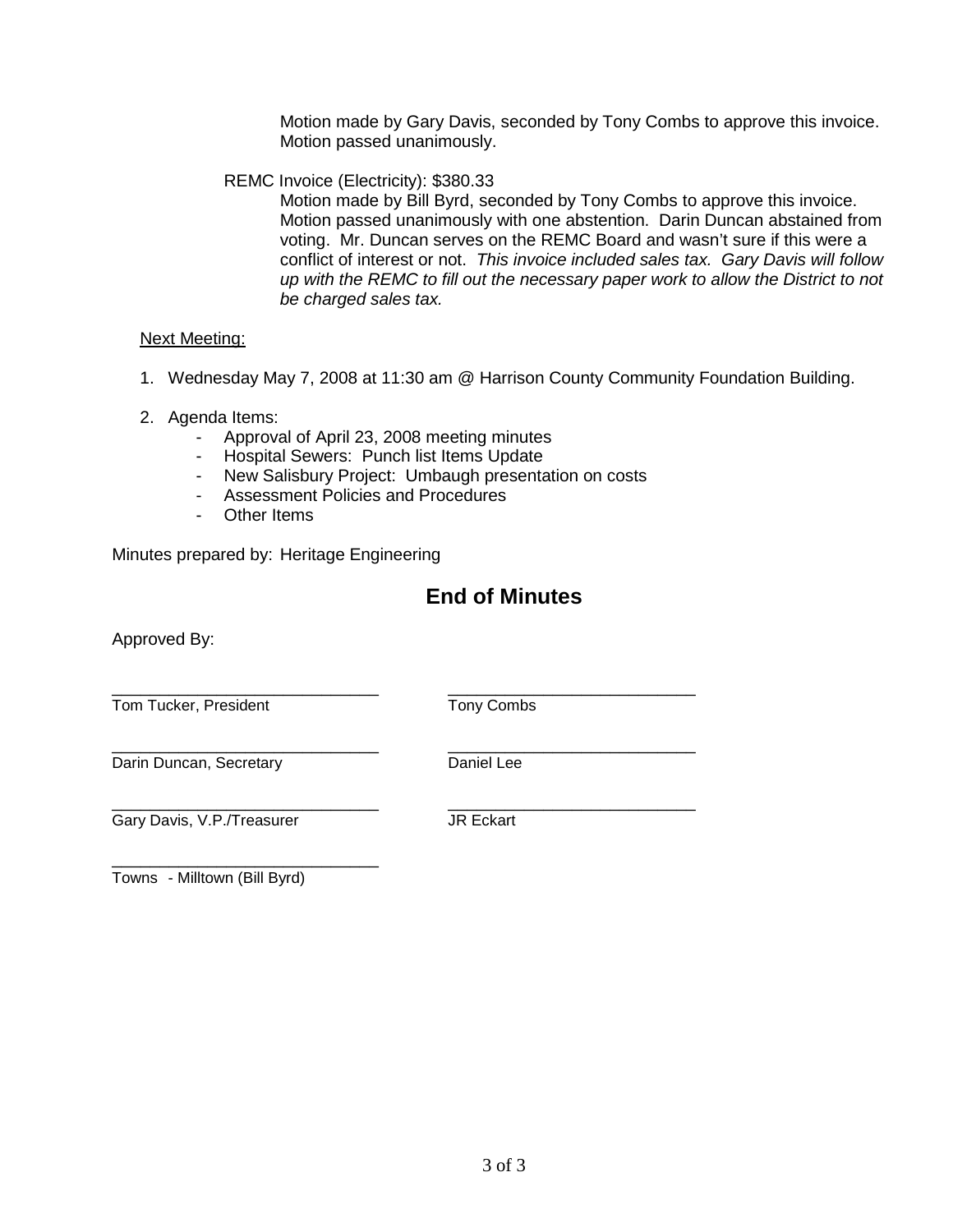Motion made by Gary Davis, seconded by Tony Combs to approve this invoice. Motion passed unanimously.

REMC Invoice (Electricity): $380.33

Motion made by Bill Byrd, seconded by Tony Combs to approve this invoice. Motion passed unanimously with one abstention. Darin Duncan abstained from voting. Mr. Duncan serves on the REMC Board and wasn't sure if this were a conflict of interest or not. *This invoice included sales tax. Gary Davis will follow up with the REMC to fill out the necessary paper work to allow the District to not be charged sales tax.*

Next Meeting:

1. Wednesday May 7, 2008 at 11:30 am @ Harrison County Community Foundation Building.

2. Agenda Items:
   - Approval of April 23, 2008 meeting minutes
   - Hospital Sewers: Punch list Items Update
   - New Salisbury Project: Umbaugh presentation on costs
   - Assessment Policies and Procedures
   - Other Items

Minutes prepared by: Heritage Engineering

## End of Minutes

Approved By:

______________________________ ______________________________
Tom Tucker, President Tony Combs

______________________________ ______________________________
Darin Duncan, Secretary Daniel Lee

______________________________ ______________________________
Gary Davis, V.P./Treasurer JR Eckart

______________________________
Towns - Milltown (Bill Byrd)